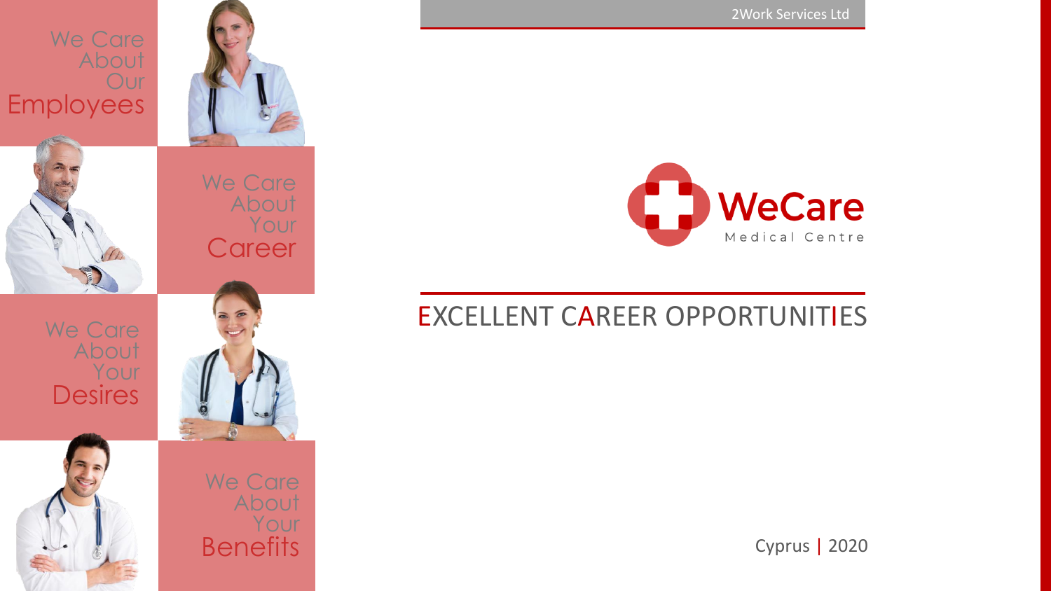2Work Services Ltd

We Care About Our Employees

We Care About Your Career

We Care About Your Desires

We Care About Your Benefits

WeCare
Medical Centre

# EXCELLENT CAREER OPPORTUNITIES

Cyprus | 2020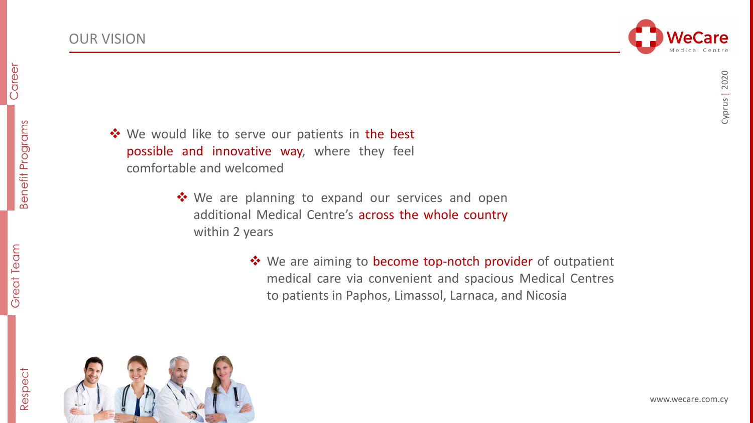# OUR VISION

- We would like to serve our patients in the best possible and innovative way, where they feel comfortable and welcomed

- We are planning to expand our services and open additional Medical Centre's across the whole country within 2 years

- We are aiming to become top-notch provider of outpatient medical care via convenient and spacious Medical Centres to patients in Paphos, Limassol, Larnaca, and Nicosia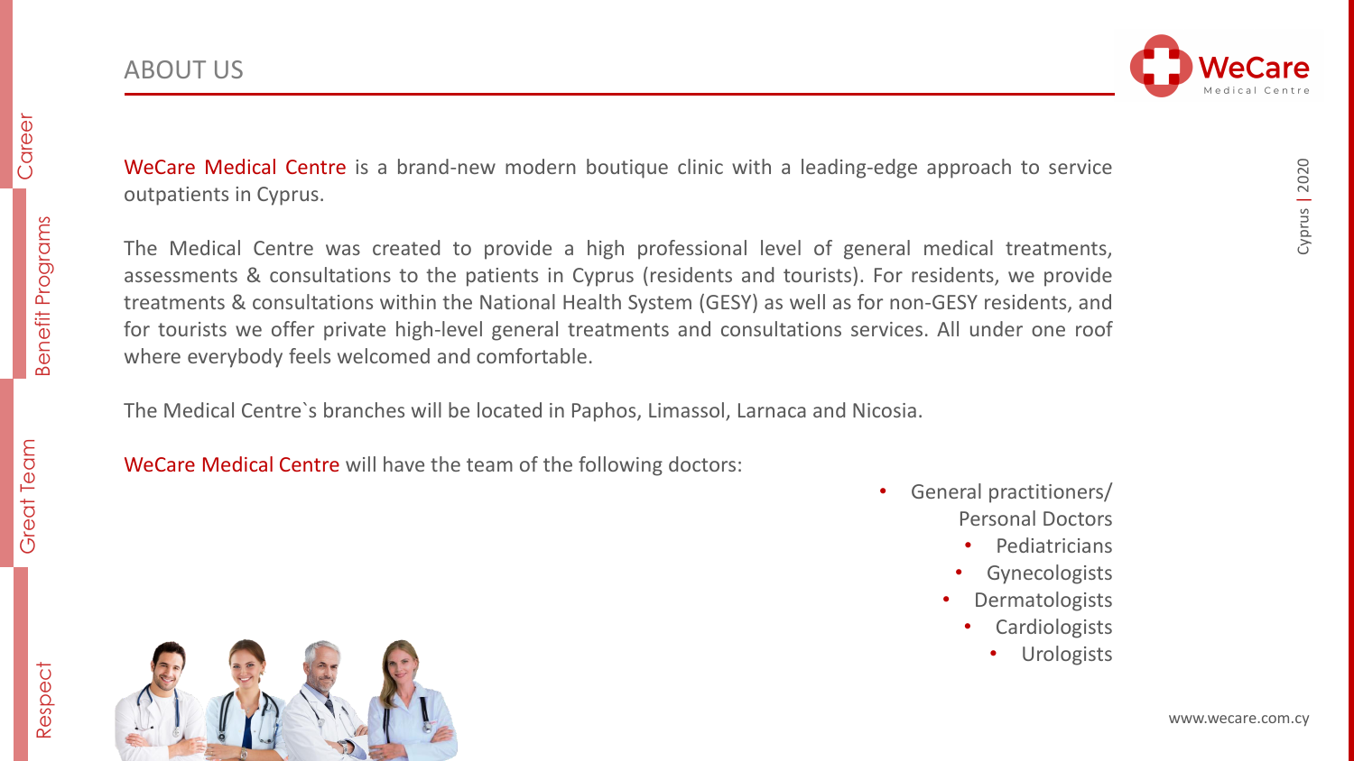# ABOUT US

WeCare Medical Centre is a brand-new modern boutique clinic with a leading-edge approach to service outpatients in Cyprus.

The Medical Centre was created to provide a high professional level of general medical treatments, assessments & consultations to the patients in Cyprus (residents and tourists). For residents, we provide treatments & consultations within the National Health System (GESY) as well as for non-GESY residents, and for tourists we offer private high-level general treatments and consultations services. All under one roof where everybody feels welcomed and comfortable.

The Medical Centre`s branches will be located in Paphos, Limassol, Larnaca and Nicosia.

WeCare Medical Centre will have the team of the following doctors:

- General practitioners/ Personal Doctors
- Pediatricians
- Gynecologists
- Dermatologists
- Cardiologists
- Urologists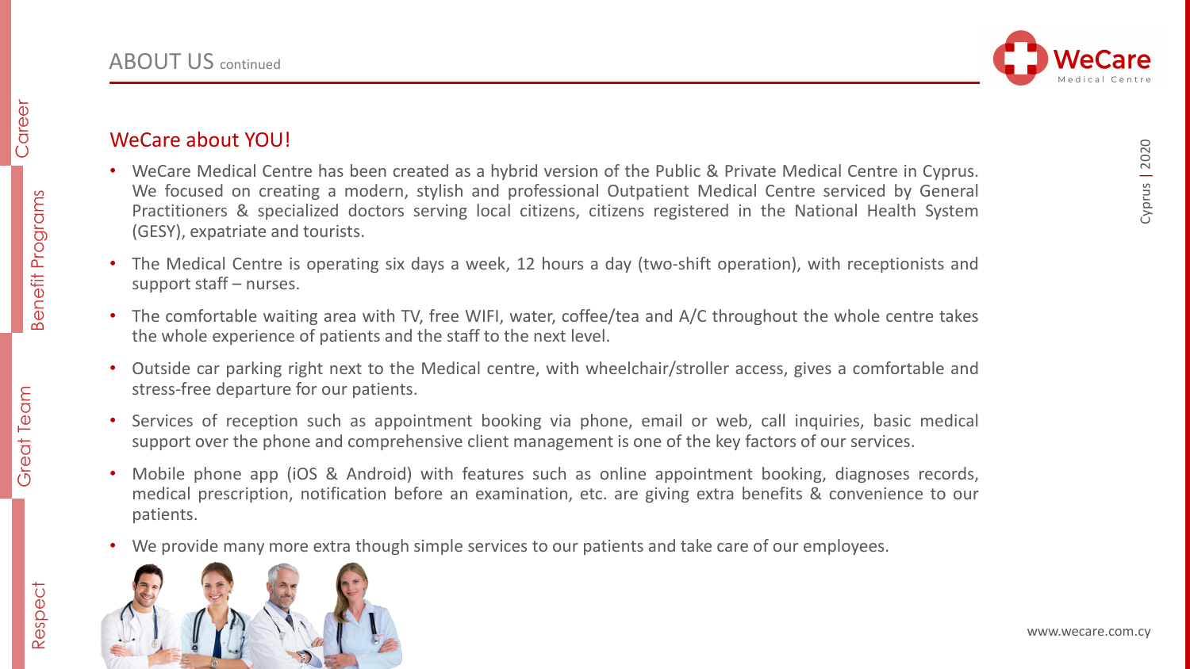# ABOUT US continued

## WeCare about YOU!

- WeCare Medical Centre has been created as a hybrid version of the Public & Private Medical Centre in Cyprus. We focused on creating a modern, stylish and professional Outpatient Medical Centre serviced by General Practitioners & specialized doctors serving local citizens, citizens registered in the National Health System (GESY), expatriate and tourists.
- The Medical Centre is operating six days a week, 12 hours a day (two-shift operation), with receptionists and support staff – nurses.
- The comfortable waiting area with TV, free WIFI, water, coffee/tea and A/C throughout the whole centre takes the whole experience of patients and the staff to the next level.
- Outside car parking right next to the Medical centre, with wheelchair/stroller access, gives a comfortable and stress-free departure for our patients.
- Services of reception such as appointment booking via phone, email or web, call inquiries, basic medical support over the phone and comprehensive client management is one of the key factors of our services.
- Mobile phone app (iOS & Android) with features such as online appointment booking, diagnoses records, medical prescription, notification before an examination, etc. are giving extra benefits & convenience to our patients.
- We provide many more extra though simple services to our patients and take care of our employees.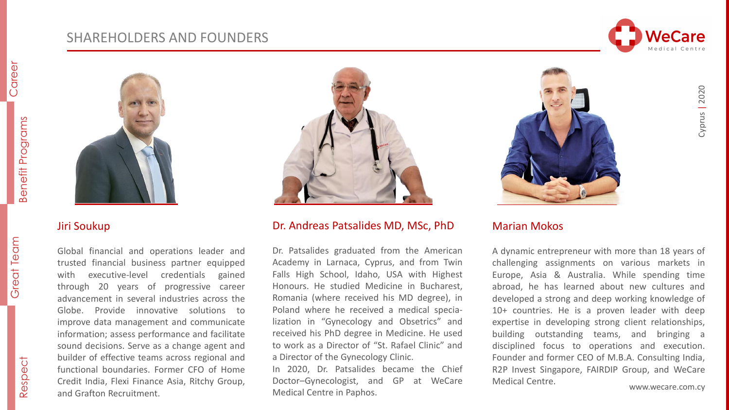## SHAREHOLDERS AND FOUNDERS

### Jiri Soukup

Global financial and operations leader and trusted financial business partner equipped with executive-level credentials gained through 20 years of progressive career advancement in several industries across the Globe. Provide innovative solutions to improve data management and communicate information; assess performance and facilitate sound decisions. Serve as a change agent and builder of effective teams across regional and functional boundaries. Former CFO of Home Credit India, Flexi Finance Asia, Ritchy Group, and Grafton Recruitment.

### Dr. Andreas Patsalides MD, MSc, PhD

Dr. Patsalides graduated from the American Academy in Larnaca, Cyprus, and from Twin Falls High School, Idaho, USA with Highest Honours. He studied Medicine in Bucharest, Romania (where received his MD degree), in Poland where he received a medical specia-lization in "Gynecology and Obsetrics" and received his PhD degree in Medicine. He used to work as a Director of "St. Rafael Clinic" and a Director of the Gynecology Clinic.

In 2020, Dr. Patsalides became the Chief Doctor–Gynecologist, and GP at WeCare Medical Centre in Paphos.

### Marian Mokos

A dynamic entrepreneur with more than 18 years of challenging assignments on various markets in Europe, Asia & Australia. While spending time abroad, he has learned about new cultures and developed a strong and deep working knowledge of 10+ countries. He is a proven leader with deep expertise in developing strong client relationships, building outstanding teams, and bringing a disciplined focus to operations and execution. Founder and former CEO of M.B.A. Consulting India, R2P Invest Singapore, FAIRDIP Group, and WeCare Medical Centre.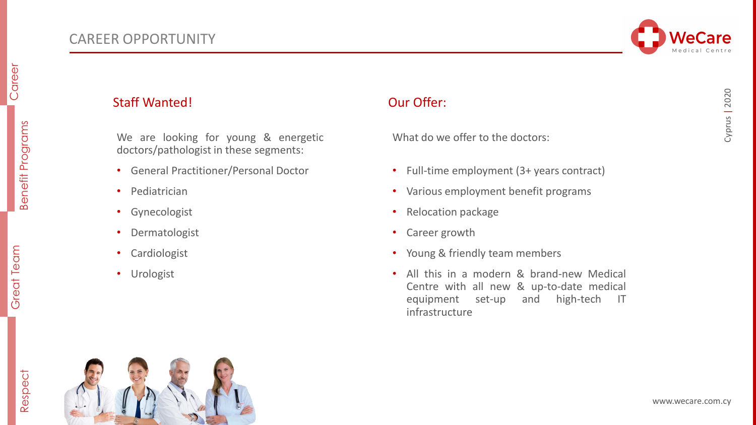# CAREER OPPORTUNITY

## Staff Wanted!

We are looking for young & energetic doctors/pathologist in these segments:

- General Practitioner/Personal Doctor
- Pediatrician
- Gynecologist
- Dermatologist
- Cardiologist
- Urologist

## Our Offer:

What do we offer to the doctors:

- Full-time employment (3+ years contract)
- Various employment benefit programs
- Relocation package
- Career growth
- Young & friendly team members
- All this in a modern & brand-new Medical Centre with all new & up-to-date medical equipment set-up and high-tech IT infrastructure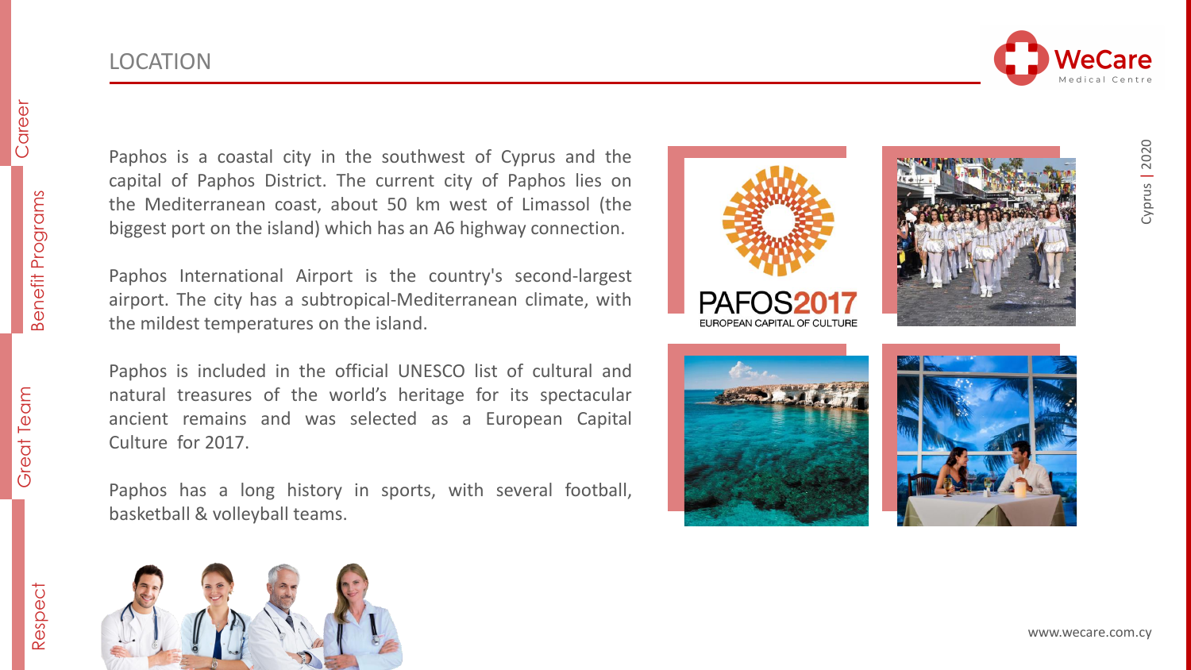# LOCATION

Paphos is a coastal city in the southwest of Cyprus and the capital of Paphos District. The current city of Paphos lies on the Mediterranean coast, about 50 km west of Limassol (the biggest port on the island) which has an A6 highway connection.

Paphos International Airport is the country's second-largest airport. The city has a subtropical-Mediterranean climate, with the mildest temperatures on the island.

Paphos is included in the official UNESCO list of cultural and natural treasures of the world's heritage for its spectacular ancient remains and was selected as a European Capital Culture for 2017.

Paphos has a long history in sports, with several football, basketball & volleyball teams.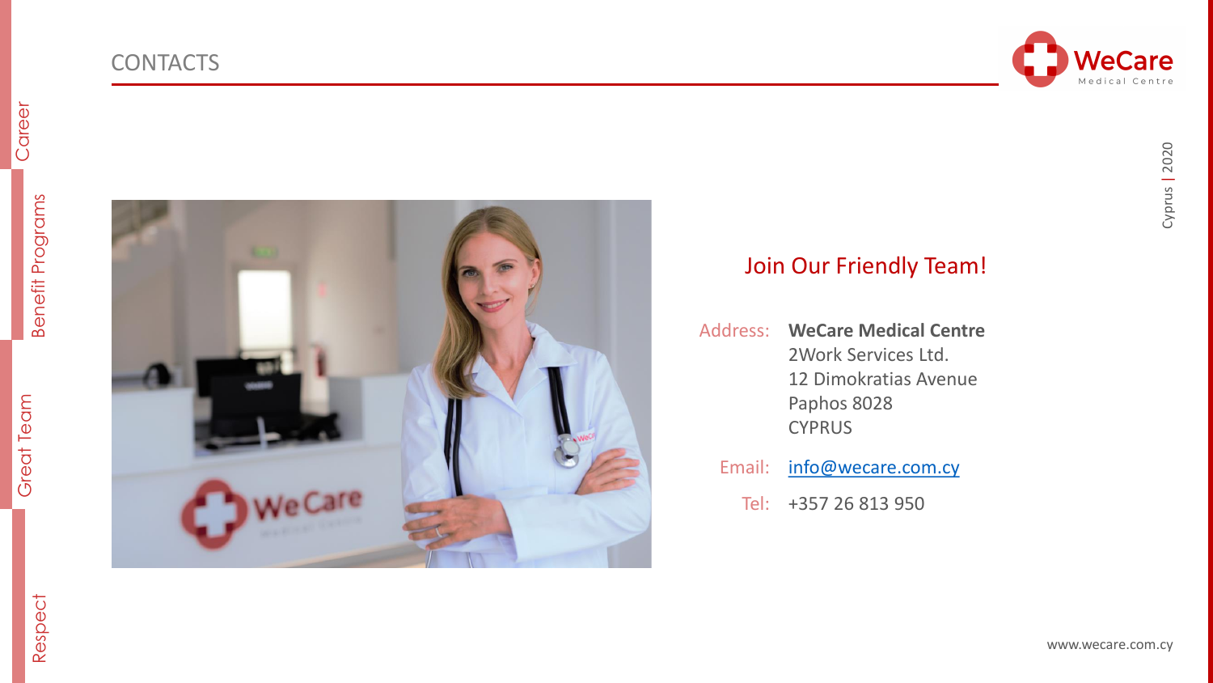# CONTACTS

## Join Our Friendly Team!

Address: **WeCare Medical Centre**
2Work Services Ltd.
12 Dimokratias Avenue
Paphos 8028
CYPRUS

Email: info@wecare.com.cy

Tel: +357 26 813 950